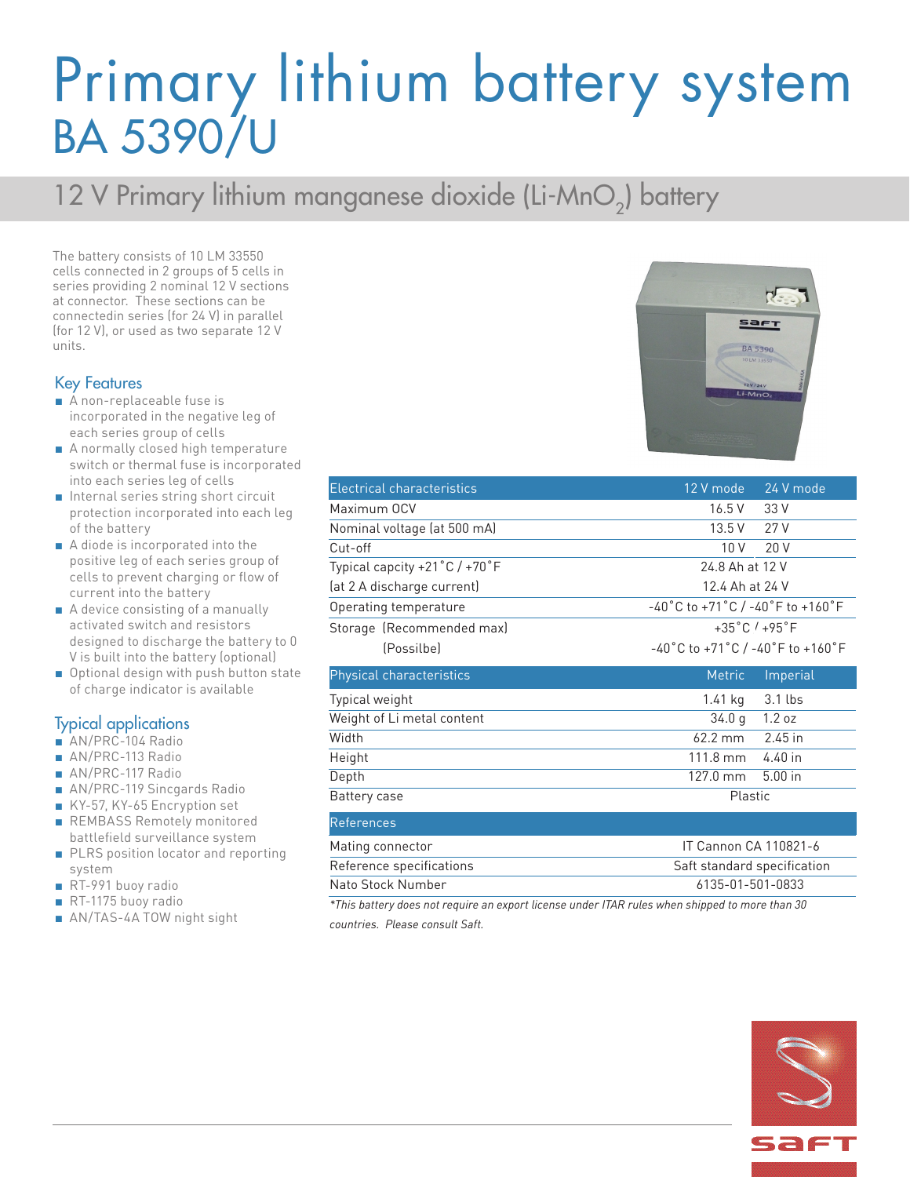# Primary lithium battery system
# BA 5390/U

## 12 V Primary lithium manganese dioxide (Li-$MnO_2$) battery

The battery consists of 10 LM 33550 cells connected in 2 groups of 5 cells in series providing 2 nominal 12 V sections at connector. These sections can be connectedin series (for 24 V) in parallel (for 12 V), or used as two separate 12 V units.

### Key Features

- A non-replaceable fuse is incorporated in the negative leg of each series group of cells
- A normally closed high temperature switch or thermal fuse is incorporated into each series leg of cells
- Internal series string short circuit protection incorporated into each leg of the battery
- A diode is incorporated into the positive leg of each series group of cells to prevent charging or flow of current into the battery
- A device consisting of a manually activated switch and resistors designed to discharge the battery to 0 V is built into the battery (optional)
- Optional design with push button state of charge indicator is available

### Typical applications

- AN/PRC-104 Radio
- AN/PRC-113 Radio
- AN/PRC-117 Radio
- AN/PRC-119 Sincgards Radio
- KY-57, KY-65 Encryption set
- REMBASS Remotely monitored battlefield surveillance system
- PLRS position locator and reporting system
- RT-991 buoy radio
- RT-1175 buoy radio
- AN/TAS-4A TOW night sight

| Electrical characteristics | 12 V mode | 24 V mode |
|---|---|---|
| Maximum OCV | 16.5 V | 33 V |
| Nominal voltage (at 500 mA) | 13.5 V | 27 V |
| Cut-off | 10 V | 20 V |
| Typical capcity +21˚C / +70˚F | 24.8 Ah at 12 V | |
| (at 2 A discharge current) | 12.4 Ah at 24 V | |
| Operating temperature | -40˚C to +71˚C / -40˚F to +160˚F | |
| Storage (Recommended max) | +35˚C / +95˚F | |
| (Possilbe) | -40˚C to +71˚C / -40˚F to +160˚F | |

| Physical characteristics | Metric | Imperial |
|---|---|---|
| Typical weight | 1.41 kg | 3.1 lbs |
| Weight of Li metal content | 34.0 g | 1.2 oz |
| Width | 62.2 mm | 2.45 in |
| Height | 111.8 mm | 4.40 in |
| Depth | 127.0 mm | 5.00 in |
| Battery case | Plastic | |

| References | |
|---|---|
| Mating connector | IT Cannon CA 110821-6 |
| Reference specifications | Saft standard specification |
| Nato Stock Number | 6135-01-501-0833 |

*\*This battery does not require an export license under ITAR rules when shipped to more than 30 countries. Please consult Saft.*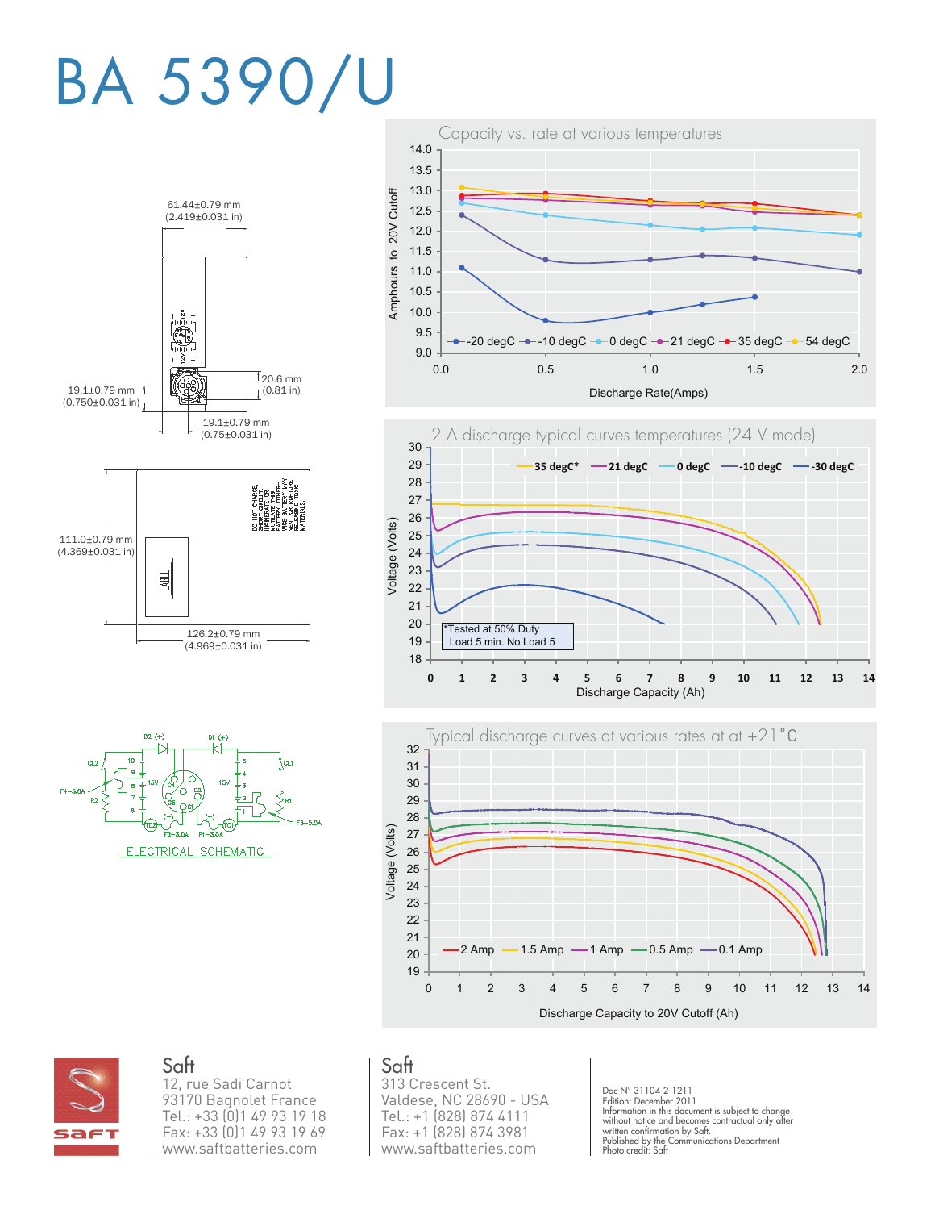# BA 5390/U

61.44±0.79 mm
(2.419±0.031 in)

19.1±0.79 mm
(0.750±0.031 in)

20.6 mm
(0.81 in)

19.1±0.79 mm
(0.75±0.031 in)

111.0±0.79 mm
(4.369±0.031 in)

126.2±0.79 mm
(4.969±0.031 in)

LABEL

DO NOT CHARGE, SHORT CIRCUIT, INCINERATE OR MUTILATE THIS BATTERY. OTHERWISE BATTERY MAY VENT OR RUPTURE RELEASING TOXIC MATERIALS.

ELECTRICAL SCHEMATIC

D2 (+) D1 (+) CL2 CL1 F4–5.0A R2 15V 15V R1 F3–5.0A TC2 TC1 F2–3.0A F1–3.0A (−) (−)

## Capacity vs. rate at various temperatures

Amphours to 20V Cutoff

14.0 13.5 13.0 12.5 12.0 11.5 11.0 10.5 10.0 9.5 9.0

0.0 0.5 1.0 1.5 2.0

Discharge Rate(Amps)

-20 degC -10 degC 0 degC 21 degC 35 degC 54 degC

## 2 A discharge typical curves temperatures (24 V mode)

Voltage (Volts)

30 29 28 27 26 25 24 23 22 21 20 19 18

0 1 2 3 4 5 6 7 8 9 10 11 12 13 14

Discharge Capacity (Ah)

35 degC* 21 degC 0 degC -10 degC -30 degC

*Tested at 50% Duty Load 5 min. No Load 5

## Typical discharge curves at various rates at at +21°C

Voltage (Volts)

32 31 30 29 28 27 26 25 24 23 22 21 20 19

0 1 2 3 4 5 6 7 8 9 10 11 12 13 14

Discharge Capacity to 20V Cutoff (Ah)

2 Amp 1.5 Amp 1 Amp 0.5 Amp 0.1 Amp

Saft
12, rue Sadi Carnot
93170 Bagnolet France
Tel.: +33 (0)1 49 93 19 18
Fax: +33 (0)1 49 93 19 69
www.saftbatteries.com

Saft
313 Crescent St.
Valdese, NC 28690 - USA
Tel.: +1 (828) 874 4111
Fax: +1 (828) 874 3981
www.saftbatteries.com

Doc N° 31104-2-1211
Edition: December 2011
Information in this document is subject to change without notice and becomes contractual only after written confirmation by Saft.
Published by the Communications Department
Photo credit: Saft